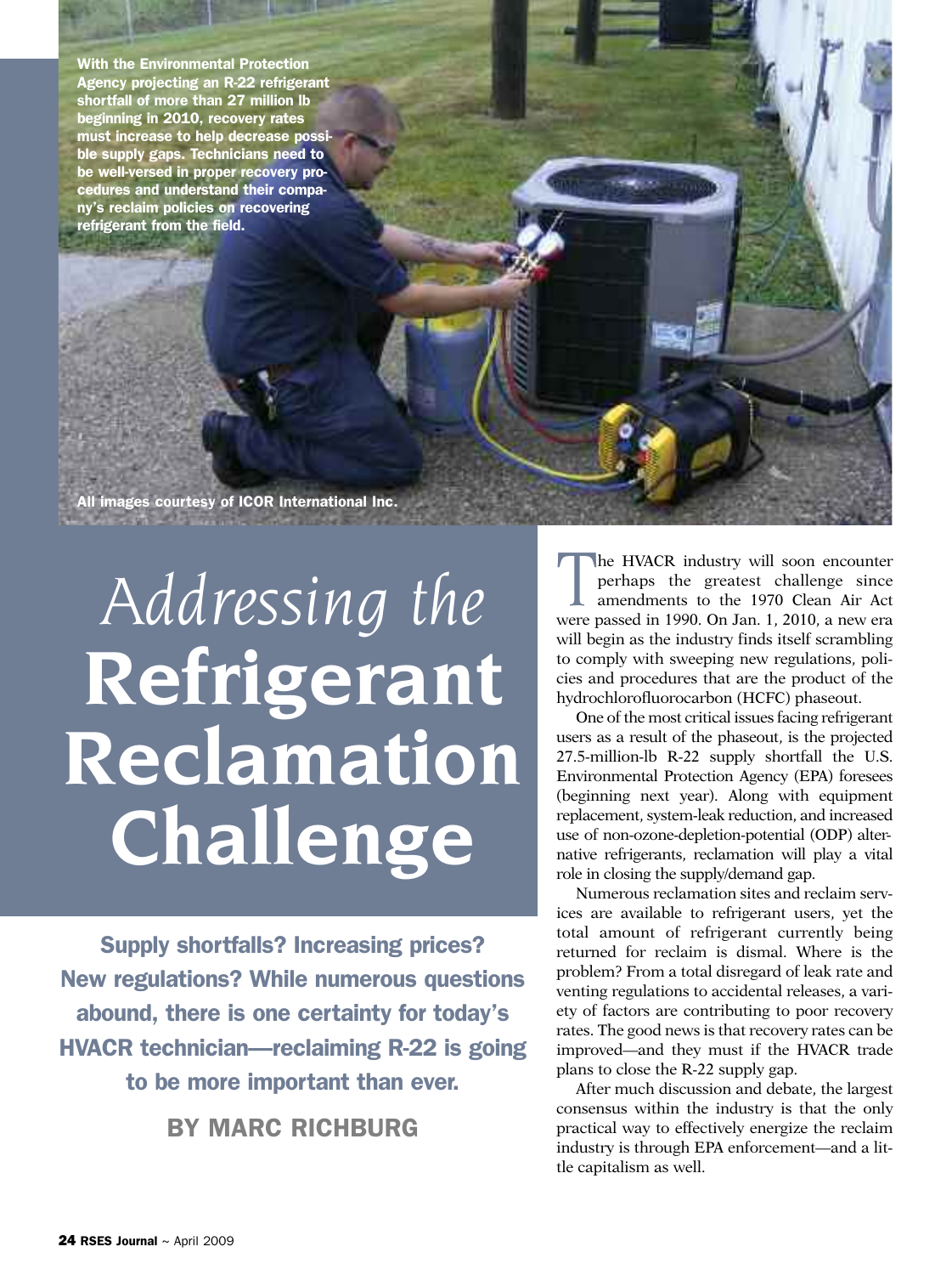With the Environmental Protection Agency projecting an R-22 refrigerant shortfall of more than 27 million lb beginning in 2010, recovery rates must increase to help decrease possible supply gaps. Technicians need to be well-versed in proper recovery procedures and understand their company's reclaim policies on recovering refrigerant from the field.

All images courtesy of ICOR International Inc.

# *Addressing the* **Refrigerant Reclamation Challenge**

**Supply shortfalls? Increasing prices? New regulations? While numerous questions abound, there is one certainty for today's HVACR technician—reclaiming R-22 is going to be more important than ever.**

**BY MARC RICHBURG**

The HVACR industry will soon encounter perhaps the greatest challenge since amendments to the 1970 Clean Air Act were passed in 1990. On Jan. 1, 2010, a new era will begin as the industry finds itself scrambling to comply with sweeping new regulations, policies and procedures that are the product of the hydrochlorofluorocarbon (HCFC) phaseout.

One of the most critical issues facing refrigerant users as a result of the phaseout, is the projected 27.5-million-lb R-22 supply shortfall the U.S. Environmental Protection Agency (EPA) foresees (beginning next year). Along with equipment replacement, system-leak reduction, and increased use of non-ozone-depletion-potential (ODP) alternative refrigerants, reclamation will play a vital role in closing the supply/demand gap.

Numerous reclamation sites and reclaim services are available to refrigerant users, yet the total amount of refrigerant currently being returned for reclaim is dismal. Where is the problem? From a total disregard of leak rate and venting regulations to accidental releases, a variety of factors are contributing to poor recovery rates. The good news is that recovery rates can be improved—and they must if the HVACR trade plans to close the R-22 supply gap.

After much discussion and debate, the largest consensus within the industry is that the only practical way to effectively energize the reclaim industry is through EPA enforcement—and a little capitalism as well.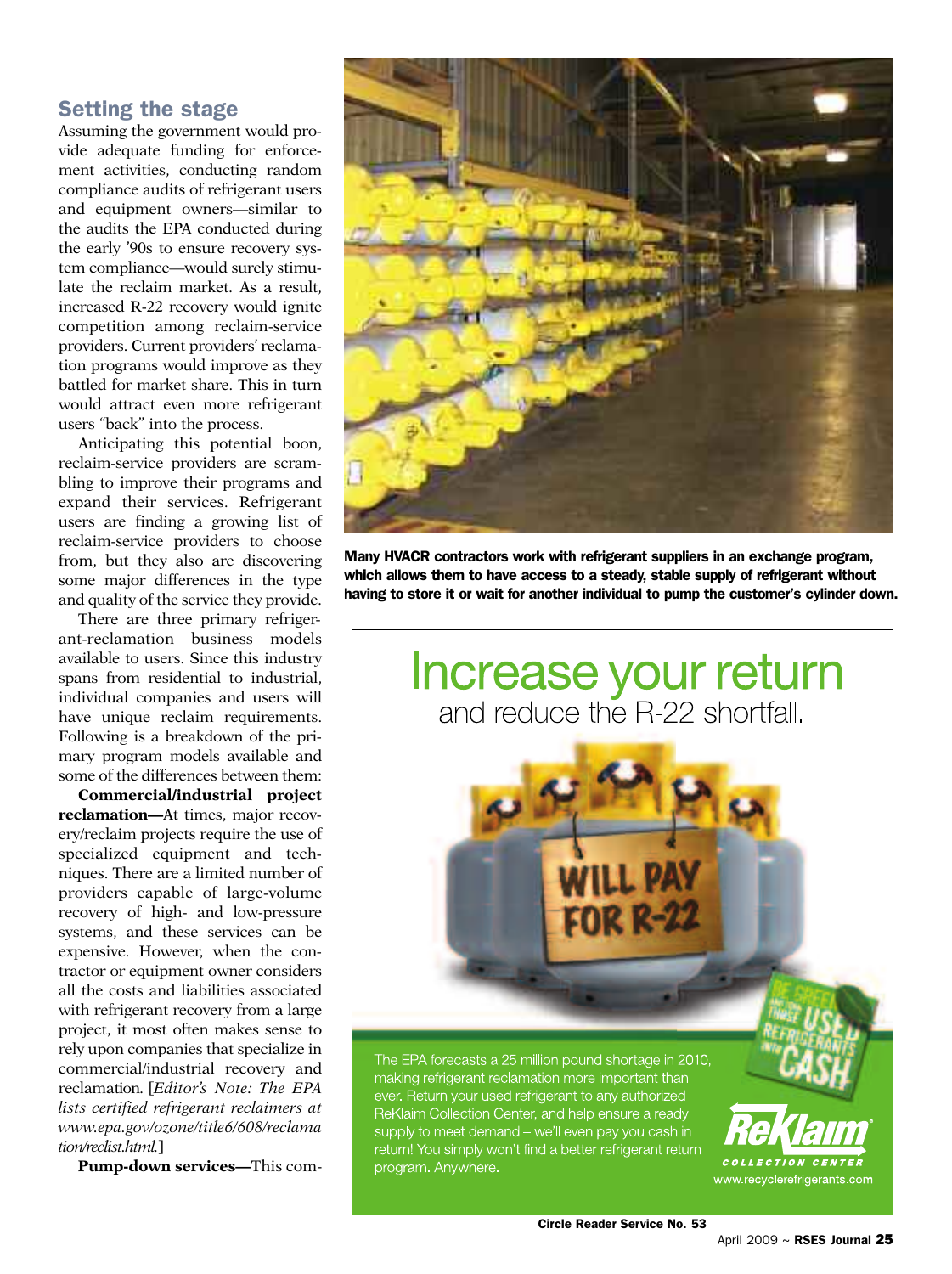## Setting the stage

Assuming the government would provide adequate funding for enforcement activities, conducting random compliance audits of refrigerant users and equipment owners—similar to the audits the EPA conducted during the early '90s to ensure recovery system compliance—would surely stimulate the reclaim market. As a result, increased R-22 recovery would ignite competition among reclaim-service providers. Current providers' reclamation programs would improve as they battled for market share. This in turn would attract even more refrigerant users "back" into the process.

Anticipating this potential boon, reclaim-service providers are scrambling to improve their programs and expand their services. Refrigerant users are finding a growing list of reclaim-service providers to choose from, but they also are discovering some major differences in the type and quality of the service they provide.

There are three primary refrigerant-reclamation business models available to users. Since this industry spans from residential to industrial, individual companies and users will have unique reclaim requirements. Following is a breakdown of the primary program models available and some of the differences between them:

**Commercial/industrial project reclamation—**At times, major recovery/reclaim projects require the use of specialized equipment and techniques. There are a limited number of providers capable of large-volume recovery of high- and low-pressure systems, and these services can be expensive. However, when the contractor or equipment owner considers all the costs and liabilities associated with refrigerant recovery from a large project, it most often makes sense to rely upon companies that specialize in commercial/industrial recovery and reclamation. [*Editor's Note: The EPA lists certified refrigerant reclaimers at www.epa.gov/ozone/title6/608/reclamation/reclist.html.*]

**Pump-down services—**This com-

**Many HVACR contractors work with refrigerant suppliers in an exchange program, which allows them to have access to a steady, stable supply of refrigerant without having to store it or wait for another individual to pump the customer's cylinder down.**

Increase your return and reduce the R-22 shortfall.

WILL PAY FOR R-22

BE GREEN AND TURN THOSE USED REFRIGERANTS INTO CASH

The EPA forecasts a 25 million pound shortage in 2010, making refrigerant reclamation more important than ever. Return your used refrigerant to any authorized ReKlaim Collection Center, and help ensure a ready supply to meet demand – we'll even pay you cash in return! You simply won't find a better refrigerant return program. Anywhere.

ReKlaim COLLECTION CENTER

www.recyclerefrigerants.com

Circle Reader Service No. 53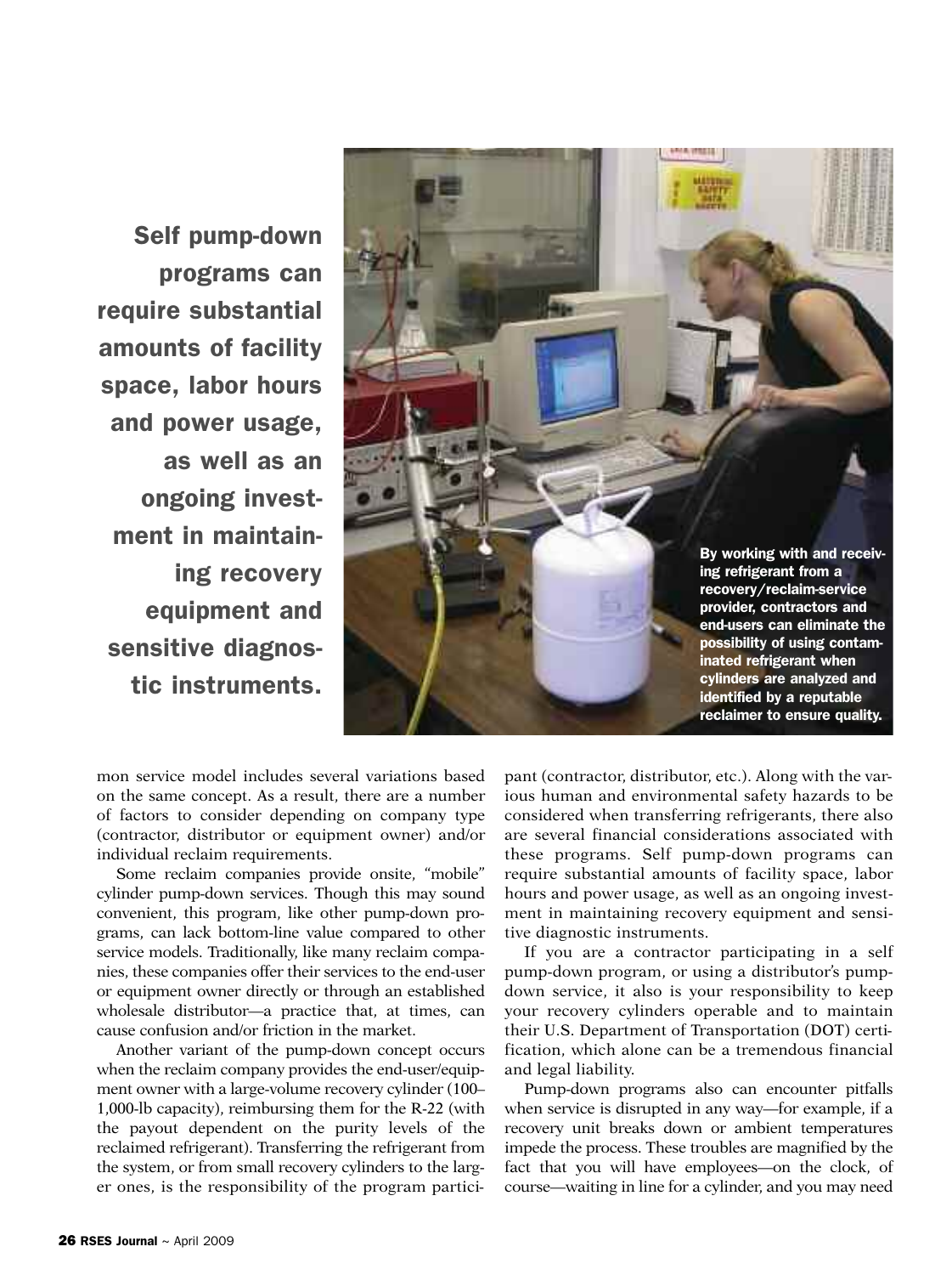**Self pump-down programs can require substantial amounts of facility space, labor hours and power usage, as well as an ongoing investment in maintaining recovery equipment and sensitive diagnostic instruments.**

By working with and receiving refrigerant from a recovery/reclaim-service provider, contractors and end-users can eliminate the possibility of using contaminated refrigerant when cylinders are analyzed and identified by a reputable reclaimer to ensure quality.

mon service model includes several variations based on the same concept. As a result, there are a number of factors to consider depending on company type (contractor, distributor or equipment owner) and/or individual reclaim requirements.

Some reclaim companies provide onsite, "mobile" cylinder pump-down services. Though this may sound convenient, this program, like other pump-down programs, can lack bottom-line value compared to other service models. Traditionally, like many reclaim companies, these companies offer their services to the end-user or equipment owner directly or through an established wholesale distributor—a practice that, at times, can cause confusion and/or friction in the market.

Another variant of the pump-down concept occurs when the reclaim company provides the end-user/equipment owner with a large-volume recovery cylinder (100–1,000-lb capacity), reimbursing them for the R-22 (with the payout dependent on the purity levels of the reclaimed refrigerant). Transferring the refrigerant from the system, or from small recovery cylinders to the larger ones, is the responsibility of the program participant (contractor, distributor, etc.). Along with the various human and environmental safety hazards to be considered when transferring refrigerants, there also are several financial considerations associated with these programs. Self pump-down programs can require substantial amounts of facility space, labor hours and power usage, as well as an ongoing investment in maintaining recovery equipment and sensitive diagnostic instruments.

If you are a contractor participating in a self pump-down program, or using a distributor's pump-down service, it also is your responsibility to keep your recovery cylinders operable and to maintain their U.S. Department of Transportation (DOT) certification, which alone can be a tremendous financial and legal liability.

Pump-down programs also can encounter pitfalls when service is disrupted in any way—for example, if a recovery unit breaks down or ambient temperatures impede the process. These troubles are magnified by the fact that you will have employees—on the clock, of course—waiting in line for a cylinder, and you may need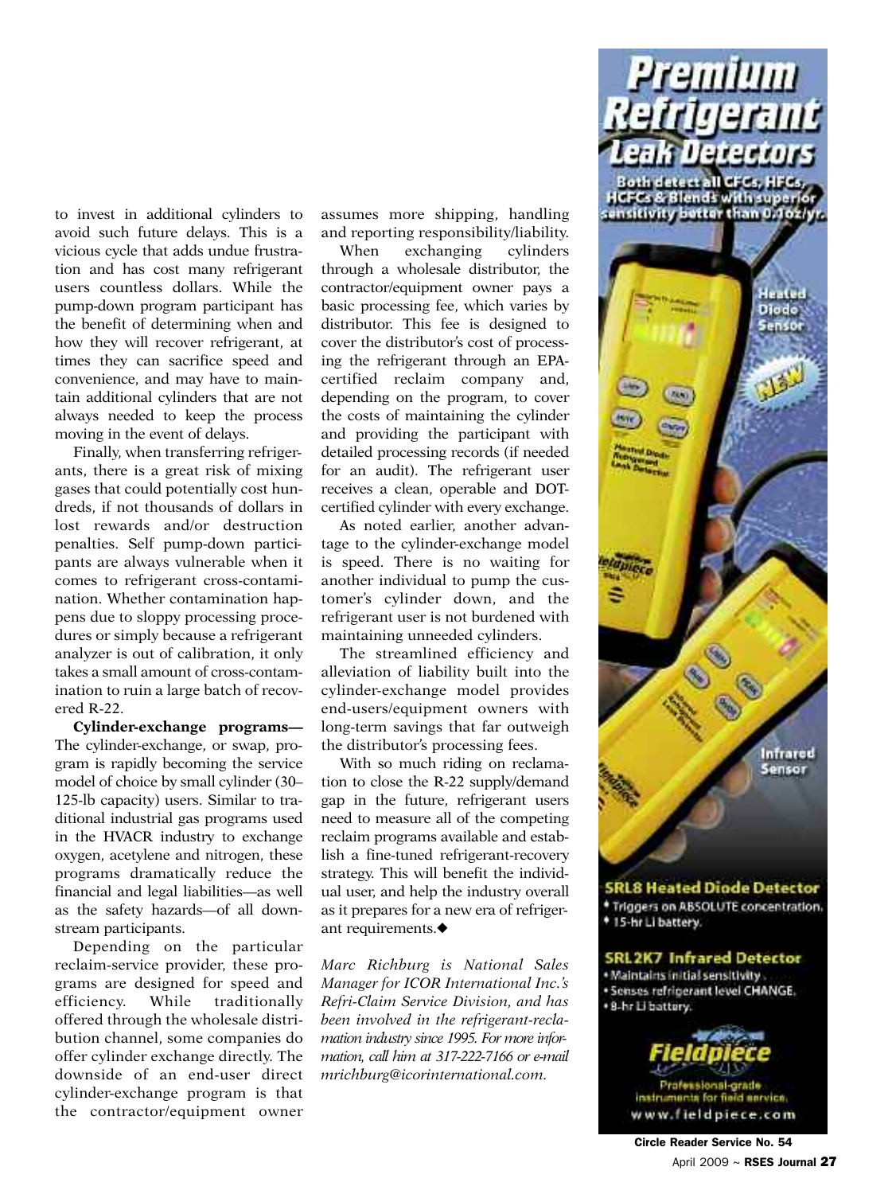to invest in additional cylinders to avoid such future delays. This is a vicious cycle that adds undue frustration and has cost many refrigerant users countless dollars. While the pump-down program participant has the benefit of determining when and how they will recover refrigerant, at times they can sacrifice speed and convenience, and may have to maintain additional cylinders that are not always needed to keep the process moving in the event of delays.

Finally, when transferring refrigerants, there is a great risk of mixing gases that could potentially cost hundreds, if not thousands of dollars in lost rewards and/or destruction penalties. Self pump-down participants are always vulnerable when it comes to refrigerant cross-contamination. Whether contamination happens due to sloppy processing procedures or simply because a refrigerant analyzer is out of calibration, it only takes a small amount of cross-contamination to ruin a large batch of recovered R-22.

**Cylinder-exchange programs—** The cylinder-exchange, or swap, program is rapidly becoming the service model of choice by small cylinder (30–125-lb capacity) users. Similar to traditional industrial gas programs used in the HVACR industry to exchange oxygen, acetylene and nitrogen, these programs dramatically reduce the financial and legal liabilities—as well as the safety hazards—of all downstream participants.

Depending on the particular reclaim-service provider, these programs are designed for speed and efficiency. While traditionally offered through the wholesale distribution channel, some companies do offer cylinder exchange directly. The downside of an end-user direct cylinder-exchange program is that the contractor/equipment owner assumes more shipping, handling and reporting responsibility/liability.

When exchanging cylinders through a wholesale distributor, the contractor/equipment owner pays a basic processing fee, which varies by distributor. This fee is designed to cover the distributor's cost of processing the refrigerant through an EPA-certified reclaim company and, depending on the program, to cover the costs of maintaining the cylinder and providing the participant with detailed processing records (if needed for an audit). The refrigerant user receives a clean, operable and DOT-certified cylinder with every exchange.

As noted earlier, another advantage to the cylinder-exchange model is speed. There is no waiting for another individual to pump the customer's cylinder down, and the refrigerant user is not burdened with maintaining unneeded cylinders.

The streamlined efficiency and alleviation of liability built into the cylinder-exchange model provides end-users/equipment owners with long-term savings that far outweigh the distributor's processing fees.

With so much riding on reclamation to close the R-22 supply/demand gap in the future, refrigerant users need to measure all of the competing reclaim programs available and establish a fine-tuned refrigerant-recovery strategy. This will benefit the individual user, and help the industry overall as it prepares for a new era of refrigerant requirements.◆

*Marc Richburg is National Sales Manager for ICOR International Inc.'s Refri-Claim Service Division, and has been involved in the refrigerant-reclamation industry since 1995. For more information, call him at 317-222-7166 or e-mail mrichburg@icorinternational.com.*

**Premium Refrigerant Leak Detectors**

Both detect all CFCs, HFCs, HCFCs & Blends with superior sensitivity better than 0.1oz/yr.

Heated Diode Sensor

NEW

Infrared Sensor

**SRL8 Heated Diode Detector**

- Triggers on ABSOLUTE concentration.
- 15-hr Li battery.

**SRL2K7 Infrared Detector**

- Maintains initial sensitivity.
- Senses refrigerant level CHANGE.
- 8-hr Li battery.

**Fieldpiece**

Professional-grade instruments for field service.

www.fieldpiece.com

Circle Reader Service No. 54